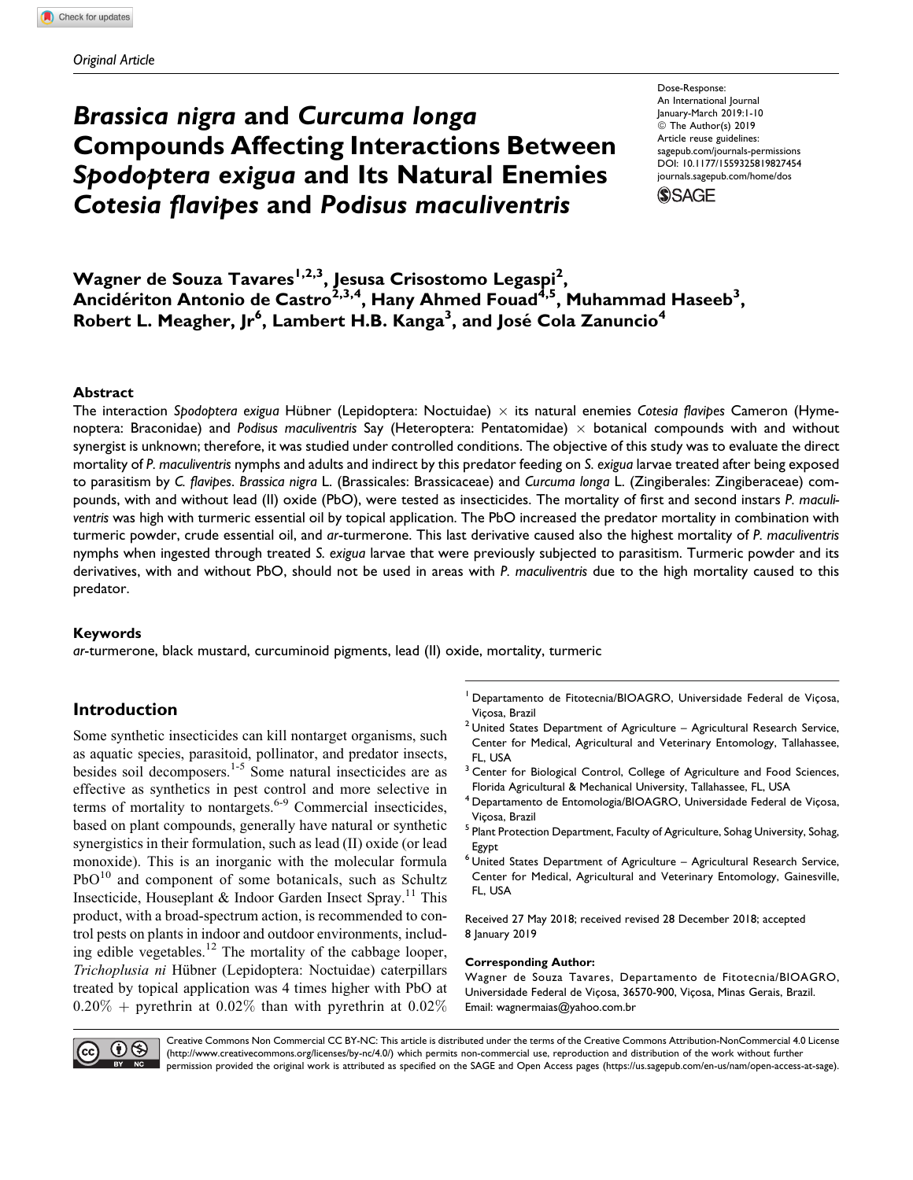Original Article

# *Brassica nigra* and *Curcuma longa* Compounds Affecting Interactions Between *Spodoptera exigua* and Its Natural Enemies *Cotesia flavipes* and *Podisus maculiventris*

Dose-Response:
An International Journal
January-March 2019:1-10
© The Author(s) 2019
Article reuse guidelines:
sagepub.com/journals-permissions
DOI: 10.1177/1559325819827454
journals.sagepub.com/home/dos

**Wagner de Souza Tavares[1,2,3], Jesusa Crisostomo Legaspi[2], Ancidériton Antonio de Castro[2,3,4], Hany Ahmed Fouad[4,5], Muhammad Haseeb[3], Robert L. Meagher, Jr[6], Lambert H.B. Kanga[3], and José Cola Zanuncio[4]**

## Abstract

The interaction *Spodoptera exigua* Hübner (Lepidoptera: Noctuidae) × its natural enemies *Cotesia flavipes* Cameron (Hymenoptera: Braconidae) and *Podisus maculiventris* Say (Heteroptera: Pentatomidae) × botanical compounds with and without synergist is unknown; therefore, it was studied under controlled conditions. The objective of this study was to evaluate the direct mortality of *P. maculiventris* nymphs and adults and indirect by this predator feeding on *S. exigua* larvae treated after being exposed to parasitism by *C. flavipes*. *Brassica nigra* L. (Brassicales: Brassicaceae) and *Curcuma longa* L. (Zingiberales: Zingiberaceae) compounds, with and without lead (II) oxide (PbO), were tested as insecticides. The mortality of first and second instars *P. maculiventris* was high with turmeric essential oil by topical application. The PbO increased the predator mortality in combination with turmeric powder, crude essential oil, and *ar*-turmerone. This last derivative caused also the highest mortality of *P. maculiventris* nymphs when ingested through treated *S. exigua* larvae that were previously subjected to parasitism. Turmeric powder and its derivatives, with and without PbO, should not be used in areas with *P. maculiventris* due to the high mortality caused to this predator.

### Keywords

*ar*-turmerone, black mustard, curcuminoid pigments, lead (II) oxide, mortality, turmeric

## Introduction

Some synthetic insecticides can kill nontarget organisms, such as aquatic species, parasitoid, pollinator, and predator insects, besides soil decomposers.[1-5] Some natural insecticides are as effective as synthetics in pest control and more selective in terms of mortality to nontargets.[6-9] Commercial insecticides, based on plant compounds, generally have natural or synthetic synergistics in their formulation, such as lead (II) oxide (or lead monoxide). This is an inorganic with the molecular formula PbO[10] and component of some botanicals, such as Schultz Insecticide, Houseplant & Indoor Garden Insect Spray.[11] This product, with a broad-spectrum action, is recommended to control pests on plants in indoor and outdoor environments, including edible vegetables.[12] The mortality of the cabbage looper, *Trichoplusia ni* Hübner (Lepidoptera: Noctuidae) caterpillars treated by topical application was 4 times higher with PbO at 0.20% + pyrethrin at 0.02% than with pyrethrin at 0.02%

[1] Departamento de Fitotecnia/BIOAGRO, Universidade Federal de Viçosa, Viçosa, Brazil
[2] United States Department of Agriculture – Agricultural Research Service, Center for Medical, Agricultural and Veterinary Entomology, Tallahassee, FL, USA
[3] Center for Biological Control, College of Agriculture and Food Sciences, Florida Agricultural & Mechanical University, Tallahassee, FL, USA
[4] Departamento de Entomologia/BIOAGRO, Universidade Federal de Viçosa, Viçosa, Brazil
[5] Plant Protection Department, Faculty of Agriculture, Sohag University, Sohag, Egypt
[6] United States Department of Agriculture – Agricultural Research Service, Center for Medical, Agricultural and Veterinary Entomology, Gainesville, FL, USA

Received 27 May 2018; received revised 28 December 2018; accepted 8 January 2019

**Corresponding Author:**
Wagner de Souza Tavares, Departamento de Fitotecnia/BIOAGRO, Universidade Federal de Viçosa, 36570-900, Viçosa, Minas Gerais, Brazil.
Email: wagnermaias@yahoo.com.br

Creative Commons Non Commercial CC BY-NC: This article is distributed under the terms of the Creative Commons Attribution-NonCommercial 4.0 License (http://www.creativecommons.org/licenses/by-nc/4.0/) which permits non-commercial use, reproduction and distribution of the work without further permission provided the original work is attributed as specified on the SAGE and Open Access pages (https://us.sagepub.com/en-us/nam/open-access-at-sage).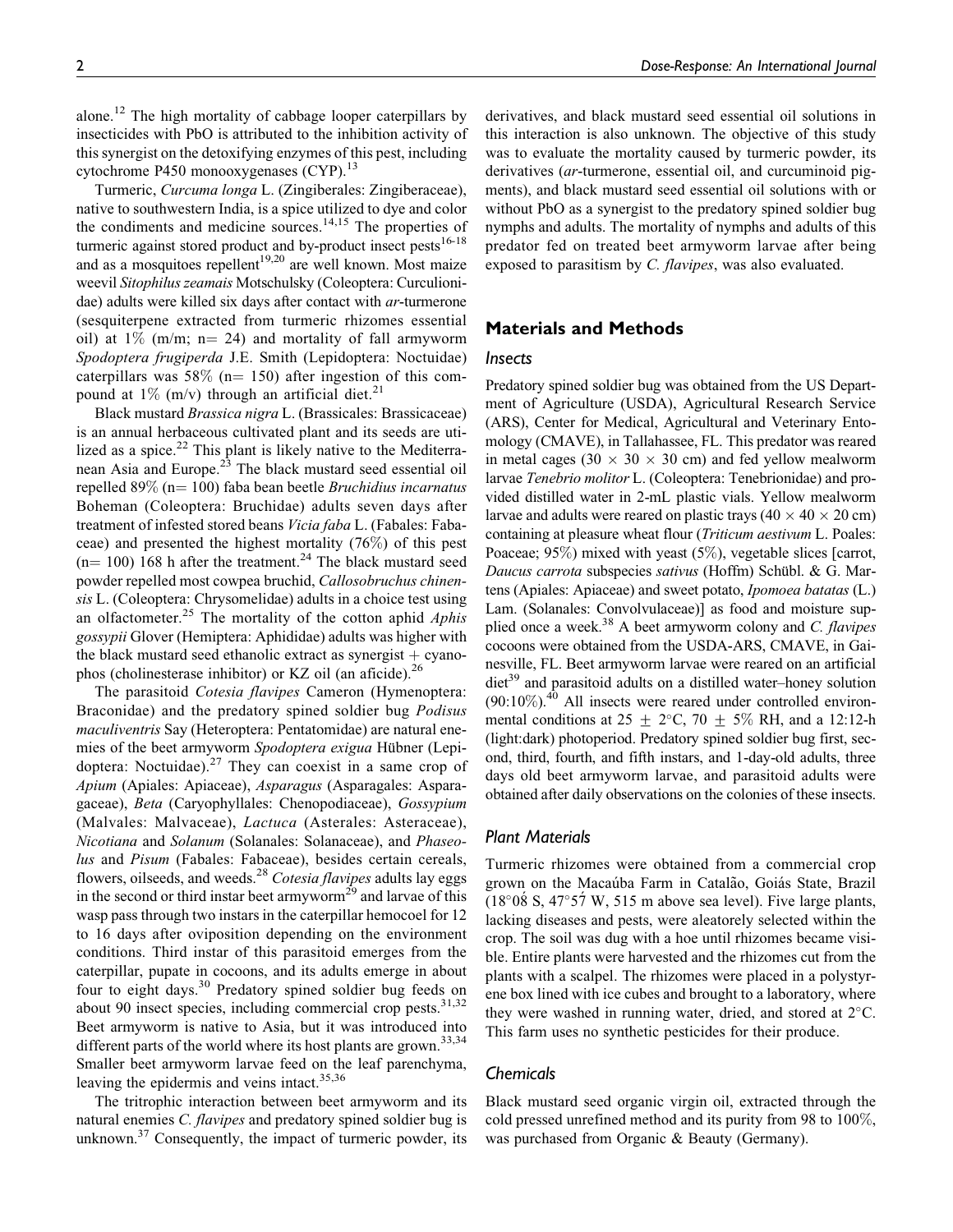alone.[12] The high mortality of cabbage looper caterpillars by insecticides with PbO is attributed to the inhibition activity of this synergist on the detoxifying enzymes of this pest, including cytochrome P450 monooxygenases (CYP).[13]

Turmeric, *Curcuma longa* L. (Zingiberales: Zingiberaceae), native to southwestern India, is a spice utilized to dye and color the condiments and medicine sources.[14,15] The properties of turmeric against stored product and by-product insect pests[16-18] and as a mosquitoes repellent[19,20] are well known. Most maize weevil *Sitophilus zeamais* Motschulsky (Coleoptera: Curculionidae) adults were killed six days after contact with *ar*-turmerone (sesquiterpene extracted from turmeric rhizomes essential oil) at 1% (m/m; n= 24) and mortality of fall armyworm *Spodoptera frugiperda* J.E. Smith (Lepidoptera: Noctuidae) caterpillars was 58% (n= 150) after ingestion of this compound at 1% (m/v) through an artificial diet.[21]

Black mustard *Brassica nigra* L. (Brassicales: Brassicaceae) is an annual herbaceous cultivated plant and its seeds are utilized as a spice.[22] This plant is likely native to the Mediterranean Asia and Europe.[23] The black mustard seed essential oil repelled 89% (n= 100) faba bean beetle *Bruchidius incarnatus* Boheman (Coleoptera: Bruchidae) adults seven days after treatment of infested stored beans *Vicia faba* L. (Fabales: Fabaceae) and presented the highest mortality (76%) of this pest (n= 100) 168 h after the treatment.[24] The black mustard seed powder repelled most cowpea bruchid, *Callosobruchus chinensis* L. (Coleoptera: Chrysomelidae) adults in a choice test using an olfactometer.[25] The mortality of the cotton aphid *Aphis gossypii* Glover (Hemiptera: Aphididae) adults was higher with the black mustard seed ethanolic extract as synergist + cyanophos (cholinesterase inhibitor) or KZ oil (an aficide).[26]

The parasitoid *Cotesia flavipes* Cameron (Hymenoptera: Braconidae) and the predatory spined soldier bug *Podisus maculiventris* Say (Heteroptera: Pentatomidae) are natural enemies of the beet armyworm *Spodoptera exigua* Hübner (Lepidoptera: Noctuidae).[27] They can coexist in a same crop of *Apium* (Apiales: Apiaceae), *Asparagus* (Asparagales: Asparagaceae), *Beta* (Caryophyllales: Chenopodiaceae), *Gossypium* (Malvales: Malvaceae), *Lactuca* (Asterales: Asteraceae), *Nicotiana* and *Solanum* (Solanales: Solanaceae), and *Phaseolus* and *Pisum* (Fabales: Fabaceae), besides certain cereals, flowers, oilseeds, and weeds.[28] *Cotesia flavipes* adults lay eggs in the second or third instar beet armyworm[29] and larvae of this wasp pass through two instars in the caterpillar hemocoel for 12 to 16 days after oviposition depending on the environment conditions. Third instar of this parasitoid emerges from the caterpillar, pupate in cocoons, and its adults emerge in about four to eight days.[30] Predatory spined soldier bug feeds on about 90 insect species, including commercial crop pests.[31,32] Beet armyworm is native to Asia, but it was introduced into different parts of the world where its host plants are grown.[33,34] Smaller beet armyworm larvae feed on the leaf parenchyma, leaving the epidermis and veins intact.[35,36]

The tritrophic interaction between beet armyworm and its natural enemies *C. flavipes* and predatory spined soldier bug is unknown.[37] Consequently, the impact of turmeric powder, its derivatives, and black mustard seed essential oil solutions in this interaction is also unknown. The objective of this study was to evaluate the mortality caused by turmeric powder, its derivatives (*ar*-turmerone, essential oil, and curcuminoid pigments), and black mustard seed essential oil solutions with or without PbO as a synergist to the predatory spined soldier bug nymphs and adults. The mortality of nymphs and adults of this predator fed on treated beet armyworm larvae after being exposed to parasitism by *C. flavipes*, was also evaluated.

## Materials and Methods

### Insects

Predatory spined soldier bug was obtained from the US Department of Agriculture (USDA), Agricultural Research Service (ARS), Center for Medical, Agricultural and Veterinary Entomology (CMAVE), in Tallahassee, FL. This predator was reared in metal cages (30 × 30 × 30 cm) and fed yellow mealworm larvae *Tenebrio molitor* L. (Coleoptera: Tenebrionidae) and provided distilled water in 2-mL plastic vials. Yellow mealworm larvae and adults were reared on plastic trays (40 × 40 × 20 cm) containing at pleasure wheat flour (*Triticum aestivum* L. Poales: Poaceae; 95%) mixed with yeast (5%), vegetable slices [carrot, *Daucus carrota* subspecies *sativus* (Hoffm) Schübl. & G. Martens (Apiales: Apiaceae) and sweet potato, *Ipomoea batatas* (L.) Lam. (Solanales: Convolvulaceae)] as food and moisture supplied once a week.[38] A beet armyworm colony and *C. flavipes* cocoons were obtained from the USDA-ARS, CMAVE, in Gainesville, FL. Beet armyworm larvae were reared on an artificial diet[39] and parasitoid adults on a distilled water–honey solution (90:10%).[40] All insects were reared under controlled environmental conditions at 25 ± 2°C, 70 ± 5% RH, and a 12:12-h (light:dark) photoperiod. Predatory spined soldier bug first, second, third, fourth, and fifth instars, and 1-day-old adults, three days old beet armyworm larvae, and parasitoid adults were obtained after daily observations on the colonies of these insects.

### Plant Materials

Turmeric rhizomes were obtained from a commercial crop grown on the Macaúba Farm in Catalão, Goiás State, Brazil (18°08́ S, 47°57́ W, 515 m above sea level). Five large plants, lacking diseases and pests, were aleatorely selected within the crop. The soil was dug with a hoe until rhizomes became visible. Entire plants were harvested and the rhizomes cut from the plants with a scalpel. The rhizomes were placed in a polystyrene box lined with ice cubes and brought to a laboratory, where they were washed in running water, dried, and stored at 2°C. This farm uses no synthetic pesticides for their produce.

### Chemicals

Black mustard seed organic virgin oil, extracted through the cold pressed unrefined method and its purity from 98 to 100%, was purchased from Organic & Beauty (Germany).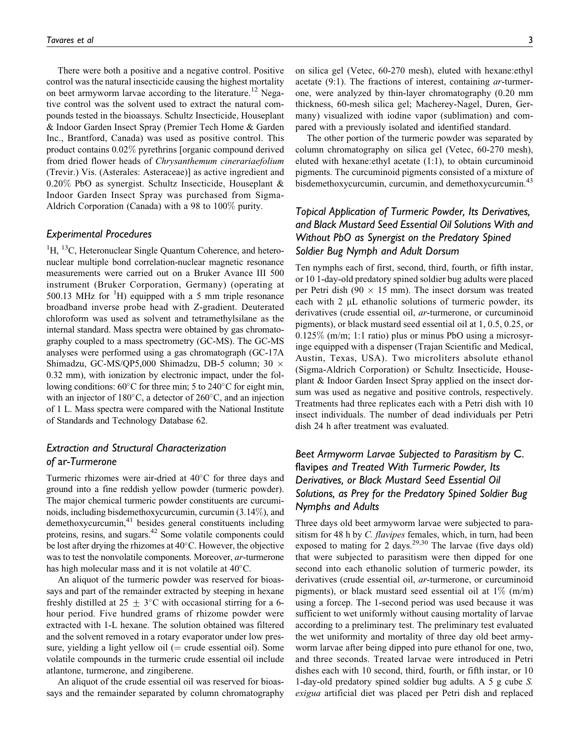There were both a positive and a negative control. Positive control was the natural insecticide causing the highest mortality on beet armyworm larvae according to the literature.[12] Negative control was the solvent used to extract the natural compounds tested in the bioassays. Schultz Insecticide, Houseplant & Indoor Garden Insect Spray (Premier Tech Home & Garden Inc., Brantford, Canada) was used as positive control. This product contains 0.02% pyrethrins [organic compound derived from dried flower heads of *Chrysanthemum cinerariaefolium* (Trevir.) Vis. (Asterales: Asteraceae)] as active ingredient and 0.20% PbO as synergist. Schultz Insecticide, Houseplant & Indoor Garden Insect Spray was purchased from Sigma-Aldrich Corporation (Canada) with a 98 to 100% purity.

## Experimental Procedures

$^{1}$H, $^{13}$C, Heteronuclear Single Quantum Coherence, and heteronuclear multiple bond correlation-nuclear magnetic resonance measurements were carried out on a Bruker Avance III 500 instrument (Bruker Corporation, Germany) (operating at 500.13 MHz for $^{1}$H) equipped with a 5 mm triple resonance broadband inverse probe head with Z-gradient. Deuterated chloroform was used as solvent and tetramethylsilane as the internal standard. Mass spectra were obtained by gas chromatography coupled to a mass spectrometry (GC-MS). The GC-MS analyses were performed using a gas chromatograph (GC-17A Shimadzu, GC-MS/QP5,000 Shimadzu, DB-5 column; 30 × 0.32 mm), with ionization by electronic impact, under the following conditions: 60°C for three min; 5 to 240°C for eight min, with an injector of 180°C, a detector of 260°C, and an injection of 1 L. Mass spectra were compared with the National Institute of Standards and Technology Database 62.

## Extraction and Structural Characterization of *ar*-Turmerone

Turmeric rhizomes were air-dried at 40°C for three days and ground into a fine reddish yellow powder (turmeric powder). The major chemical turmeric powder constituents are curcuminoids, including bisdemethoxycurcumin, curcumin (3.14%), and demethoxycurcumin,[41] besides general constituents including proteins, resins, and sugars.[42] Some volatile components could be lost after drying the rhizomes at 40°C. However, the objective was to test the nonvolatile components. Moreover, *ar*-turmerone has high molecular mass and it is not volatile at 40°C.

An aliquot of the turmeric powder was reserved for bioassays and part of the remainder extracted by steeping in hexane freshly distilled at 25 ± 3°C with occasional stirring for a 6-hour period. Five hundred grams of rhizome powder were extracted with 1-L hexane. The solution obtained was filtered and the solvent removed in a rotary evaporator under low pressure, yielding a light yellow oil (= crude essential oil). Some volatile compounds in the turmeric crude essential oil include atlantone, turmerone, and zingiberene.

An aliquot of the crude essential oil was reserved for bioassays and the remainder separated by column chromatography on silica gel (Vetec, 60-270 mesh), eluted with hexane:ethyl acetate (9:1). The fractions of interest, containing *ar*-turmerone, were analyzed by thin-layer chromatography (0.20 mm thickness, 60-mesh silica gel; Macherey-Nagel, Duren, Germany) visualized with iodine vapor (sublimation) and compared with a previously isolated and identified standard.

The other portion of the turmeric powder was separated by column chromatography on silica gel (Vetec, 60-270 mesh), eluted with hexane:ethyl acetate (1:1), to obtain curcuminoid pigments. The curcuminoid pigments consisted of a mixture of bisdemethoxycurcumin, curcumin, and demethoxycurcumin.[43]

## Topical Application of Turmeric Powder, Its Derivatives, and Black Mustard Seed Essential Oil Solutions With and Without PbO as Synergist on the Predatory Spined Soldier Bug Nymph and Adult Dorsum

Ten nymphs each of first, second, third, fourth, or fifth instar, or 10 1-day-old predatory spined soldier bug adults were placed per Petri dish (90 × 15 mm). The insect dorsum was treated each with 2 µL ethanolic solutions of turmeric powder, its derivatives (crude essential oil, *ar*-turmerone, or curcuminoid pigments), or black mustard seed essential oil at 1, 0.5, 0.25, or 0.125% (m/m; 1:1 ratio) plus or minus PbO using a microsyringe equipped with a dispenser (Trajan Scientific and Medical, Austin, Texas, USA). Two microliters absolute ethanol (Sigma-Aldrich Corporation) or Schultz Insecticide, Houseplant & Indoor Garden Insect Spray applied on the insect dorsum was used as negative and positive controls, respectively. Treatments had three replicates each with a Petri dish with 10 insect individuals. The number of dead individuals per Petri dish 24 h after treatment was evaluated.

## Beet Armyworm Larvae Subjected to Parasitism by *C. flavipes* and Treated With Turmeric Powder, Its Derivatives, or Black Mustard Seed Essential Oil Solutions, as Prey for the Predatory Spined Soldier Bug Nymphs and Adults

Three days old beet armyworm larvae were subjected to parasitism for 48 h by *C. flavipes* females, which, in turn, had been exposed to mating for 2 days.[29,30] The larvae (five days old) that were subjected to parasitism were then dipped for one second into each ethanolic solution of turmeric powder, its derivatives (crude essential oil, *ar*-turmerone, or curcuminoid pigments), or black mustard seed essential oil at 1% (m/m) using a forcep. The 1-second period was used because it was sufficient to wet uniformly without causing mortality of larvae according to a preliminary test. The preliminary test evaluated the wet uniformity and mortality of three day old beet armyworm larvae after being dipped into pure ethanol for one, two, and three seconds. Treated larvae were introduced in Petri dishes each with 10 second, third, fourth, or fifth instar, or 10 1-day-old predatory spined soldier bug adults. A 5 g cube *S. exigua* artificial diet was placed per Petri dish and replaced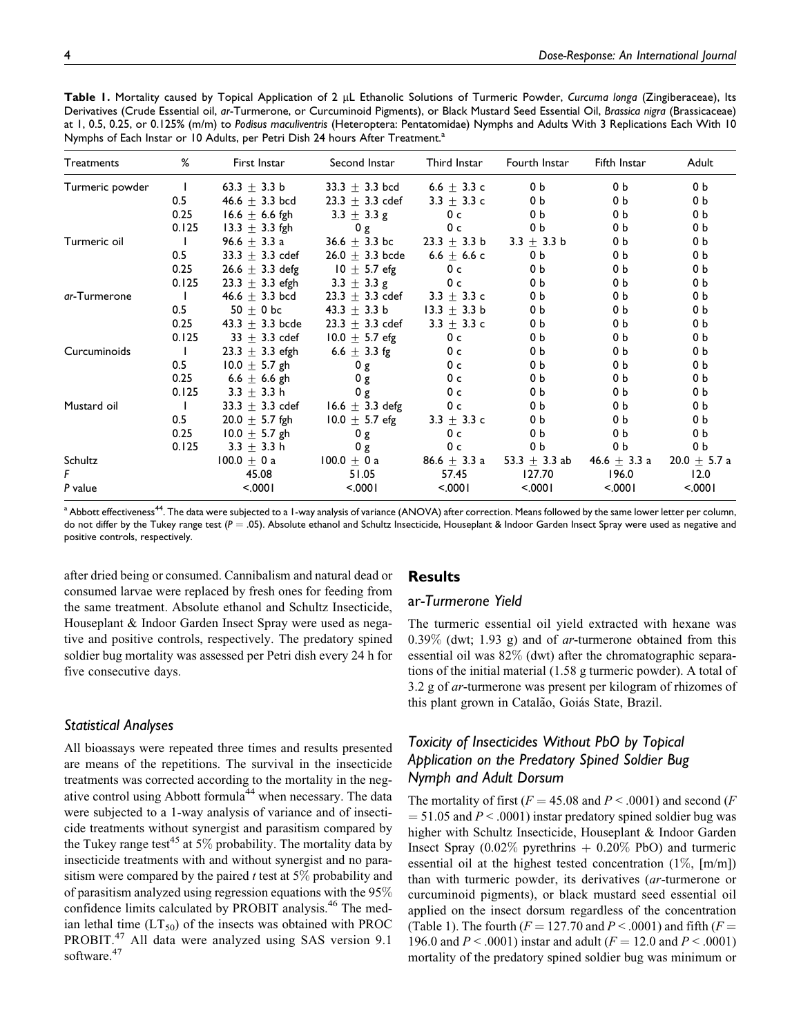**Table 1.** Mortality caused by Topical Application of 2 μL Ethanolic Solutions of Turmeric Powder, *Curcuma longa* (Zingiberaceae), Its Derivatives (Crude Essential oil, *ar*-Turmerone, or Curcuminoid Pigments), or Black Mustard Seed Essential Oil, *Brassica nigra* (Brassicaceae) at 1, 0.5, 0.25, or 0.125% (m/m) to *Podisus maculiventris* (Heteroptera: Pentatomidae) Nymphs and Adults With 3 Replications Each With 10 Nymphs of Each Instar or 10 Adults, per Petri Dish 24 hours After Treatment.[a]

| Treatments | % | First Instar | Second Instar | Third Instar | Fourth Instar | Fifth Instar | Adult |
|---|---|---|---|---|---|---|---|
| Turmeric powder | 1 | 63.3 ± 3.3 b | 33.3 ± 3.3 bcd | 6.6 ± 3.3 c | 0 b | 0 b | 0 b |
| | 0.5 | 46.6 ± 3.3 bcd | 23.3 ± 3.3 cdef | 3.3 ± 3.3 c | 0 b | 0 b | 0 b |
| | 0.25 | 16.6 ± 6.6 fgh | 3.3 ± 3.3 g | 0 c | 0 b | 0 b | 0 b |
| | 0.125 | 13.3 ± 3.3 fgh | 0 g | 0 c | 0 b | 0 b | 0 b |
| Turmeric oil | 1 | 96.6 ± 3.3 a | 36.6 ± 3.3 bc | 23.3 ± 3.3 b | 3.3 ± 3.3 b | 0 b | 0 b |
| | 0.5 | 33.3 ± 3.3 cdef | 26.0 ± 3.3 bcde | 6.6 ± 6.6 c | 0 b | 0 b | 0 b |
| | 0.25 | 26.6 ± 3.3 defg | 10 ± 5.7 efg | 0 c | 0 b | 0 b | 0 b |
| | 0.125 | 23.3 ± 3.3 efgh | 3.3 ± 3.3 g | 0 c | 0 b | 0 b | 0 b |
| *ar*-Turmerone | 1 | 46.6 ± 3.3 bcd | 23.3 ± 3.3 cdef | 3.3 ± 3.3 c | 0 b | 0 b | 0 b |
| | 0.5 | 50 ± 0 bc | 43.3 ± 3.3 b | 13.3 ± 3.3 b | 0 b | 0 b | 0 b |
| | 0.25 | 43.3 ± 3.3 bcde | 23.3 ± 3.3 cdef | 3.3 ± 3.3 c | 0 b | 0 b | 0 b |
| | 0.125 | 33 ± 3.3 cdef | 10.0 ± 5.7 efg | 0 c | 0 b | 0 b | 0 b |
| Curcuminoids | 1 | 23.3 ± 3.3 efgh | 6.6 ± 3.3 fg | 0 c | 0 b | 0 b | 0 b |
| | 0.5 | 10.0 ± 5.7 gh | 0 g | 0 c | 0 b | 0 b | 0 b |
| | 0.25 | 6.6 ± 6.6 gh | 0 g | 0 c | 0 b | 0 b | 0 b |
| | 0.125 | 3.3 ± 3.3 h | 0 g | 0 c | 0 b | 0 b | 0 b |
| Mustard oil | 1 | 33.3 ± 3.3 cdef | 16.6 ± 3.3 defg | 0 c | 0 b | 0 b | 0 b |
| | 0.5 | 20.0 ± 5.7 fgh | 10.0 ± 5.7 efg | 3.3 ± 3.3 c | 0 b | 0 b | 0 b |
| | 0.25 | 10.0 ± 5.7 gh | 0 g | 0 c | 0 b | 0 b | 0 b |
| | 0.125 | 3.3 ± 3.3 h | 0 g | 0 c | 0 b | 0 b | 0 b |
| Schultz | | 100.0 ± 0 a | 100.0 ± 0 a | 86.6 ± 3.3 a | 53.3 ± 3.3 ab | 46.6 ± 3.3 a | 20.0 ± 5.7 a |
| *F* | | 45.08 | 51.05 | 57.45 | 127.70 | 196.0 | 12.0 |
| *P* value | | <.0001 | <.0001 | <.0001 | <.0001 | <.0001 | <.0001 |

[a] Abbott effectiveness[44]. The data were subjected to a 1-way analysis of variance (ANOVA) after correction. Means followed by the same lower letter per column, do not differ by the Tukey range test ($P = .05$). Absolute ethanol and Schultz Insecticide, Houseplant & Indoor Garden Insect Spray were used as negative and positive controls, respectively.

after dried being or consumed. Cannibalism and natural dead or consumed larvae were replaced by fresh ones for feeding from the same treatment. Absolute ethanol and Schultz Insecticide, Houseplant & Indoor Garden Insect Spray were used as negative and positive controls, respectively. The predatory spined soldier bug mortality was assessed per Petri dish every 24 h for five consecutive days.

### Statistical Analyses

All bioassays were repeated three times and results presented are means of the repetitions. The survival in the insecticide treatments was corrected according to the mortality in the negative control using Abbott formula[44] when necessary. The data were subjected to a 1-way analysis of variance and of insecticide treatments without synergist and parasitism compared by the Tukey range test[45] at 5% probability. The mortality data by insecticide treatments with and without synergist and no parasitism were compared by the paired *t* test at 5% probability and of parasitism analyzed using regression equations with the 95% confidence limits calculated by PROBIT analysis.[46] The median lethal time ($LT_{50}$) of the insects was obtained with PROC PROBIT.[47] All data were analyzed using SAS version 9.1 software.[47]

## Results

### ar-Turmerone Yield

The turmeric essential oil yield extracted with hexane was 0.39% (dwt; 1.93 g) and of *ar*-turmerone obtained from this essential oil was 82% (dwt) after the chromatographic separations of the initial material (1.58 g turmeric powder). A total of 3.2 g of *ar*-turmerone was present per kilogram of rhizomes of this plant grown in Catalão, Goiás State, Brazil.

### Toxicity of Insecticides Without PbO by Topical Application on the Predatory Spined Soldier Bug Nymph and Adult Dorsum

The mortality of first ($F = 45.08$ and $P < .0001$) and second ($F = 51.05$ and $P < .0001$) instar predatory spined soldier bug was higher with Schultz Insecticide, Houseplant & Indoor Garden Insect Spray (0.02% pyrethrins + 0.20% PbO) and turmeric essential oil at the highest tested concentration (1%, [m/m]) than with turmeric powder, its derivatives (*ar*-turmerone or curcuminoid pigments), or black mustard seed essential oil applied on the insect dorsum regardless of the concentration (Table 1). The fourth ($F = 127.70$ and $P < .0001$) and fifth ($F = 196.0$ and $P < .0001$) instar and adult ($F = 12.0$ and $P < .0001$) mortality of the predatory spined soldier bug was minimum or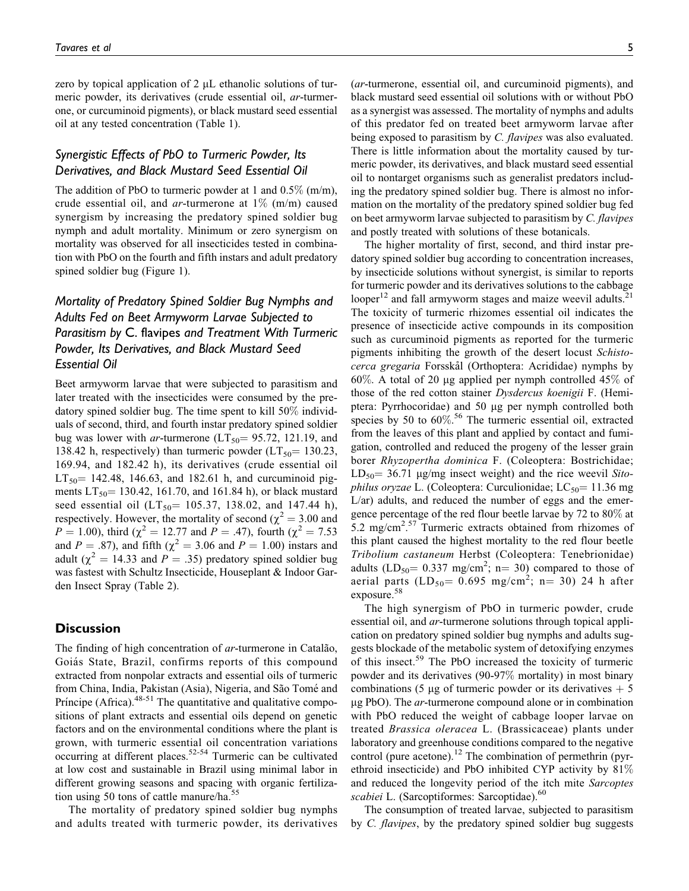zero by topical application of 2 μL ethanolic solutions of turmeric powder, its derivatives (crude essential oil, *ar*-turmerone, or curcuminoid pigments), or black mustard seed essential oil at any tested concentration (Table 1).

## Synergistic Effects of PbO to Turmeric Powder, Its Derivatives, and Black Mustard Seed Essential Oil

The addition of PbO to turmeric powder at 1 and 0.5% (m/m), crude essential oil, and *ar*-turmerone at 1% (m/m) caused synergism by increasing the predatory spined soldier bug nymph and adult mortality. Minimum or zero synergism on mortality was observed for all insecticides tested in combination with PbO on the fourth and fifth instars and adult predatory spined soldier bug (Figure 1).

## Mortality of Predatory Spined Soldier Bug Nymphs and Adults Fed on Beet Armyworm Larvae Subjected to Parasitism by *C. flavipes* and Treatment With Turmeric Powder, Its Derivatives, and Black Mustard Seed Essential Oil

Beet armyworm larvae that were subjected to parasitism and later treated with the insecticides were consumed by the predatory spined soldier bug. The time spent to kill 50% individuals of second, third, and fourth instar predatory spined soldier bug was lower with *ar*-turmerone ($LT_{50}$= 95.72, 121.19, and 138.42 h, respectively) than turmeric powder ($LT_{50}$= 130.23, 169.94, and 182.42 h), its derivatives (crude essential oil $LT_{50}$= 142.48, 146.63, and 182.61 h, and curcuminoid pigments $LT_{50}$= 130.42, 161.70, and 161.84 h), or black mustard seed essential oil ($LT_{50}$= 105.37, 138.02, and 147.44 h), respectively. However, the mortality of second ($\chi^2 = 3.00$ and $P = 1.00$), third ($\chi^2 = 12.77$ and $P = .47$), fourth ($\chi^2 = 7.53$ and $P = .87$), and fifth ($\chi^2 = 3.06$ and $P = 1.00$) instars and adult ($\chi^2 = 14.33$ and $P = .35$) predatory spined soldier bug was fastest with Schultz Insecticide, Houseplant & Indoor Garden Insect Spray (Table 2).

# Discussion

The finding of high concentration of *ar*-turmerone in Catalão, Goiás State, Brazil, confirms reports of this compound extracted from nonpolar extracts and essential oils of turmeric from China, India, Pakistan (Asia), Nigeria, and São Tomé and Príncipe (Africa).[48-51] The quantitative and qualitative compositions of plant extracts and essential oils depend on genetic factors and on the environmental conditions where the plant is grown, with turmeric essential oil concentration variations occurring at different places.[52-54] Turmeric can be cultivated at low cost and sustainable in Brazil using minimal labor in different growing seasons and spacing with organic fertilization using 50 tons of cattle manure/ha.[55]

The mortality of predatory spined soldier bug nymphs and adults treated with turmeric powder, its derivatives (*ar*-turmerone, essential oil, and curcuminoid pigments), and black mustard seed essential oil solutions with or without PbO as a synergist was assessed. The mortality of nymphs and adults of this predator fed on treated beet armyworm larvae after being exposed to parasitism by *C. flavipes* was also evaluated. There is little information about the mortality caused by turmeric powder, its derivatives, and black mustard seed essential oil to nontarget organisms such as generalist predators including the predatory spined soldier bug. There is almost no information on the mortality of the predatory spined soldier bug fed on beet armyworm larvae subjected to parasitism by *C. flavipes* and postly treated with solutions of these botanicals.

The higher mortality of first, second, and third instar predatory spined soldier bug according to concentration increases, by insecticide solutions without synergist, is similar to reports for turmeric powder and its derivatives solutions to the cabbage looper[12] and fall armyworm stages and maize weevil adults.[21] The toxicity of turmeric rhizomes essential oil indicates the presence of insecticide active compounds in its composition such as curcuminoid pigments as reported for the turmeric pigments inhibiting the growth of the desert locust *Schistocerca gregaria* Forsskål (Orthoptera: Acrididae) nymphs by 60%. A total of 20 μg applied per nymph controlled 45% of those of the red cotton stainer *Dysdercus koenigii* F. (Hemiptera: Pyrrhocoridae) and 50 μg per nymph controlled both species by 50 to 60%.[56] The turmeric essential oil, extracted from the leaves of this plant and applied by contact and fumigation, controlled and reduced the progeny of the lesser grain borer *Rhyzopertha dominica* F. (Coleoptera: Bostrichidae; $LD_{50}$= 36.71 μg/mg insect weight) and the rice weevil *Sitophilus oryzae* L. (Coleoptera: Curculionidae; $LC_{50}$= 11.36 mg L/ar) adults, and reduced the number of eggs and the emergence percentage of the red flour beetle larvae by 72 to 80% at 5.2 mg/cm$^2$.[57] Turmeric extracts obtained from rhizomes of this plant caused the highest mortality to the red flour beetle *Tribolium castaneum* Herbst (Coleoptera: Tenebrionidae) adults ($LD_{50}$= 0.337 mg/cm$^2$; n= 30) compared to those of aerial parts ($LD_{50}$= 0.695 mg/cm$^2$; n= 30) 24 h after exposure.[58]

The high synergism of PbO in turmeric powder, crude essential oil, and *ar*-turmerone solutions through topical application on predatory spined soldier bug nymphs and adults suggests blockade of the metabolic system of detoxifying enzymes of this insect.[59] The PbO increased the toxicity of turmeric powder and its derivatives (90-97% mortality) in most binary combinations (5 μg of turmeric powder or its derivatives + 5 μg PbO). The *ar*-turmerone compound alone or in combination with PbO reduced the weight of cabbage looper larvae on treated *Brassica oleracea* L. (Brassicaceae) plants under laboratory and greenhouse conditions compared to the negative control (pure acetone).[12] The combination of permethrin (pyrethroid insecticide) and PbO inhibited CYP activity by 81% and reduced the longevity period of the itch mite *Sarcoptes scabiei* L. (Sarcoptiformes: Sarcoptidae).[60]

The consumption of treated larvae, subjected to parasitism by *C. flavipes*, by the predatory spined soldier bug suggests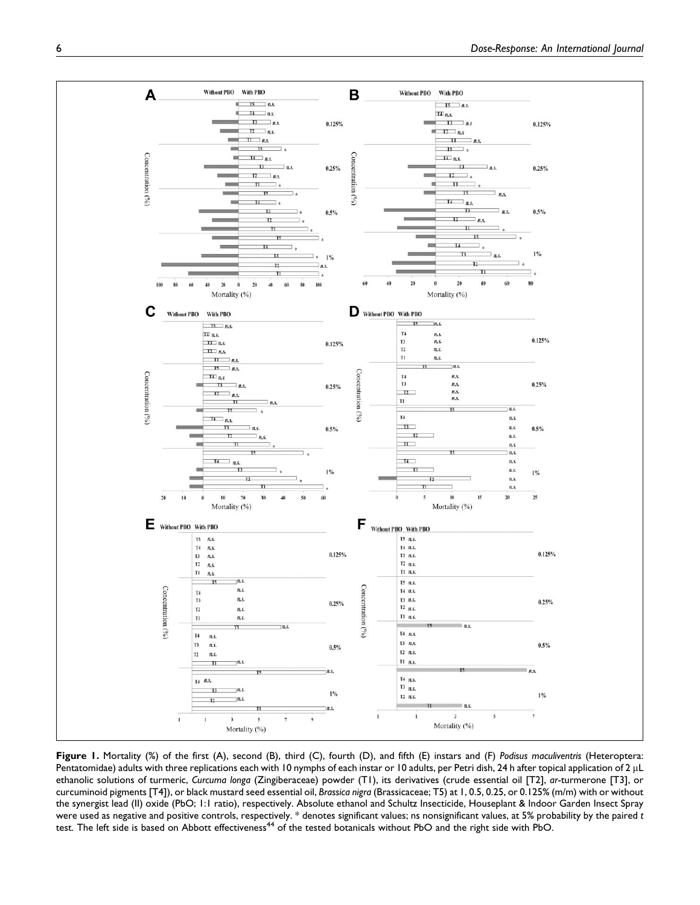**Figure 1.** Mortality (%) of the first (A), second (B), third (C), fourth (D), and fifth (E) instars and (F) *Podisus maculiventris* (Heteroptera: Pentatomidae) adults with three replications each with 10 nymphs of each instar or 10 adults, per Petri dish, 24 h after topical application of 2 μL ethanolic solutions of turmeric, *Curcuma longa* (Zingiberaceae) powder (T1), its derivatives (crude essential oil [T2], *ar*-turmerone [T3], or curcuminoid pigments [T4]), or black mustard seed essential oil, *Brassica nigra* (Brassicaceae; T5) at 1, 0.5, 0.25, or 0.125% (m/m) with or without the synergist lead (II) oxide (PbO; 1:1 ratio), respectively. Absolute ethanol and Schultz Insecticide, Houseplant & Indoor Garden Insect Spray were used as negative and positive controls, respectively. * denotes significant values; ns nonsignificant values, at 5% probability by the paired *t* test. The left side is based on Abbott effectiveness[44] of the tested botanicals without PbO and the right side with PbO.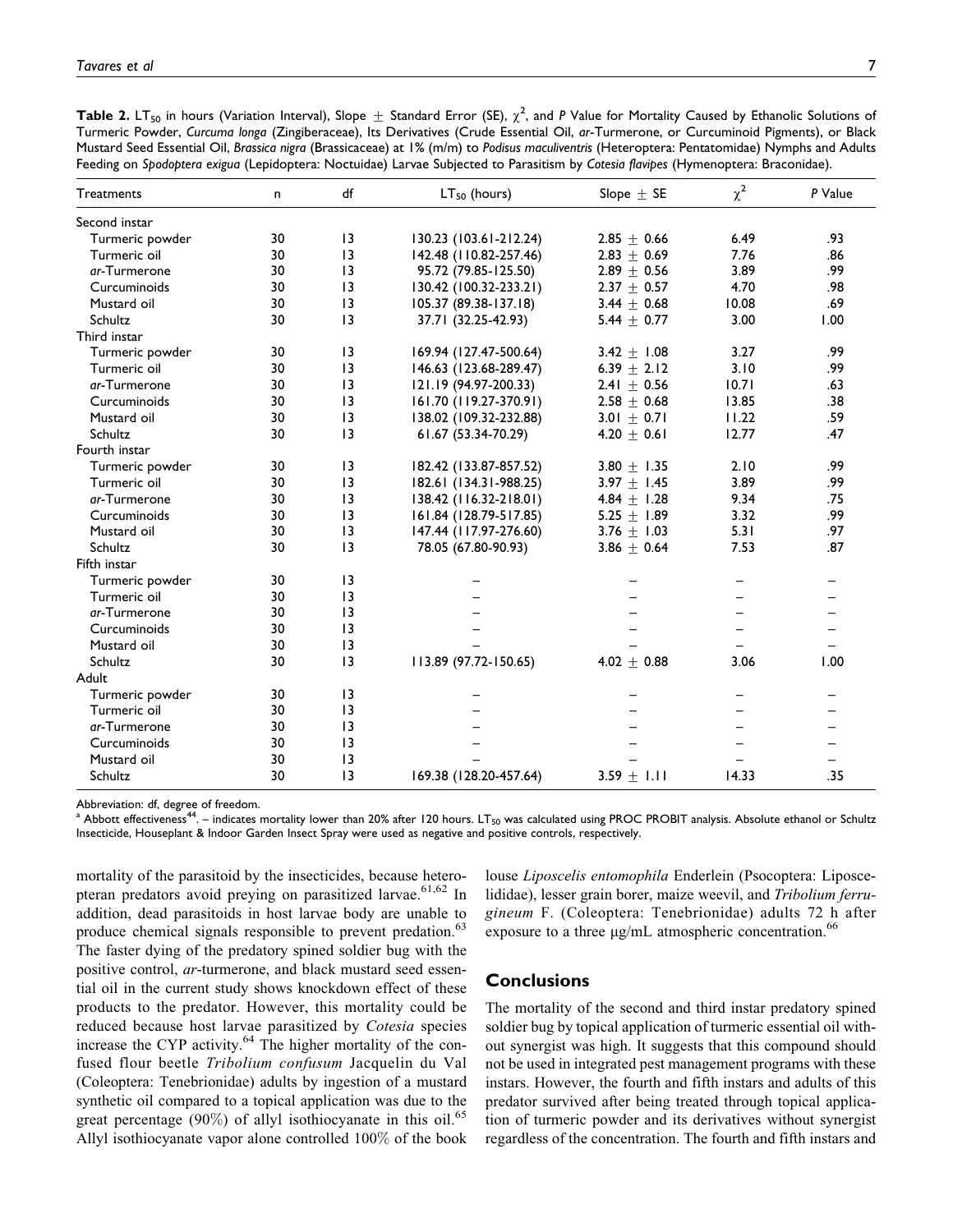**Table 2.** $LT_{50}$ in hours (Variation Interval), Slope ± Standard Error (SE), $\chi^2$, and *P* Value for Mortality Caused by Ethanolic Solutions of Turmeric Powder, *Curcuma longa* (Zingiberaceae), Its Derivatives (Crude Essential Oil, *ar*-Turmerone, or Curcuminoid Pigments), or Black Mustard Seed Essential Oil, *Brassica nigra* (Brassicaceae) at 1% (m/m) to *Podisus maculiventris* (Heteroptera: Pentatomidae) Nymphs and Adults Feeding on *Spodoptera exigua* (Lepidoptera: Noctuidae) Larvae Subjected to Parasitism by *Cotesia flavipes* (Hymenoptera: Braconidae).

| Treatments | n | df | $LT_{50}$ (hours) | Slope ± SE | $\chi^2$ | *P* Value |
|---|---|---|---|---|---|---|
| Second instar | | | | | | |
| Turmeric powder | 30 | 13 | 130.23 (103.61-212.24) | 2.85 ± 0.66 | 6.49 | .93 |
| Turmeric oil | 30 | 13 | 142.48 (110.82-257.46) | 2.83 ± 0.69 | 7.76 | .86 |
| *ar*-Turmerone | 30 | 13 | 95.72 (79.85-125.50) | 2.89 ± 0.56 | 3.89 | .99 |
| Curcuminoids | 30 | 13 | 130.42 (100.32-233.21) | 2.37 ± 0.57 | 4.70 | .98 |
| Mustard oil | 30 | 13 | 105.37 (89.38-137.18) | 3.44 ± 0.68 | 10.08 | .69 |
| Schultz | 30 | 13 | 37.71 (32.25-42.93) | 5.44 ± 0.77 | 3.00 | 1.00 |
| Third instar | | | | | | |
| Turmeric powder | 30 | 13 | 169.94 (127.47-500.64) | 3.42 ± 1.08 | 3.27 | .99 |
| Turmeric oil | 30 | 13 | 146.63 (123.68-289.47) | 6.39 ± 2.12 | 3.10 | .99 |
| *ar*-Turmerone | 30 | 13 | 121.19 (94.97-200.33) | 2.41 ± 0.56 | 10.71 | .63 |
| Curcuminoids | 30 | 13 | 161.70 (119.27-370.91) | 2.58 ± 0.68 | 13.85 | .38 |
| Mustard oil | 30 | 13 | 138.02 (109.32-232.88) | 3.01 ± 0.71 | 11.22 | .59 |
| Schultz | 30 | 13 | 61.67 (53.34-70.29) | 4.20 ± 0.61 | 12.77 | .47 |
| Fourth instar | | | | | | |
| Turmeric powder | 30 | 13 | 182.42 (133.87-857.52) | 3.80 ± 1.35 | 2.10 | .99 |
| Turmeric oil | 30 | 13 | 182.61 (134.31-988.25) | 3.97 ± 1.45 | 3.89 | .99 |
| *ar*-Turmerone | 30 | 13 | 138.42 (116.32-218.01) | 4.84 ± 1.28 | 9.34 | .75 |
| Curcuminoids | 30 | 13 | 161.84 (128.79-517.85) | 5.25 ± 1.89 | 3.32 | .99 |
| Mustard oil | 30 | 13 | 147.44 (117.97-276.60) | 3.76 ± 1.03 | 5.31 | .97 |
| Schultz | 30 | 13 | 78.05 (67.80-90.93) | 3.86 ± 0.64 | 7.53 | .87 |
| Fifth instar | | | | | | |
| Turmeric powder | 30 | 13 | – | – | – | – |
| Turmeric oil | 30 | 13 | – | – | – | – |
| *ar*-Turmerone | 30 | 13 | – | – | – | – |
| Curcuminoids | 30 | 13 | – | – | – | – |
| Mustard oil | 30 | 13 | – | – | – | – |
| Schultz | 30 | 13 | 113.89 (97.72-150.65) | 4.02 ± 0.88 | 3.06 | 1.00 |
| Adult | | | | | | |
| Turmeric powder | 30 | 13 | – | – | – | – |
| Turmeric oil | 30 | 13 | – | – | – | – |
| *ar*-Turmerone | 30 | 13 | – | – | – | – |
| Curcuminoids | 30 | 13 | – | – | – | – |
| Mustard oil | 30 | 13 | – | – | – | – |
| Schultz | 30 | 13 | 169.38 (128.20-457.64) | 3.59 ± 1.11 | 14.33 | .35 |

Abbreviation: df, degree of freedom.
[a] Abbott effectiveness[44]. – indicates mortality lower than 20% after 120 hours. $LT_{50}$ was calculated using PROC PROBIT analysis. Absolute ethanol or Schultz Insecticide, Houseplant & Indoor Garden Insect Spray were used as negative and positive controls, respectively.

mortality of the parasitoid by the insecticides, because heteropteran predators avoid preying on parasitized larvae.[61,62] In addition, dead parasitoids in host larvae body are unable to produce chemical signals responsible to prevent predation.[63] The faster dying of the predatory spined soldier bug with the positive control, *ar*-turmerone, and black mustard seed essential oil in the current study shows knockdown effect of these products to the predator. However, this mortality could be reduced because host larvae parasitized by *Cotesia* species increase the CYP activity.[64] The higher mortality of the confused flour beetle *Tribolium confusum* Jacquelin du Val (Coleoptera: Tenebrionidae) adults by ingestion of a mustard synthetic oil compared to a topical application was due to the great percentage (90%) of allyl isothiocyanate in this oil.[65] Allyl isothiocyanate vapor alone controlled 100% of the book louse *Liposcelis entomophila* Enderlein (Psocoptera: Liposcelididae), lesser grain borer, maize weevil, and *Tribolium ferrugineum* F. (Coleoptera: Tenebrionidae) adults 72 h after exposure to a three μg/mL atmospheric concentration.[66]

## Conclusions

The mortality of the second and third instar predatory spined soldier bug by topical application of turmeric essential oil without synergist was high. It suggests that this compound should not be used in integrated pest management programs with these instars. However, the fourth and fifth instars and adults of this predator survived after being treated through topical application of turmeric powder and its derivatives without synergist regardless of the concentration. The fourth and fifth instars and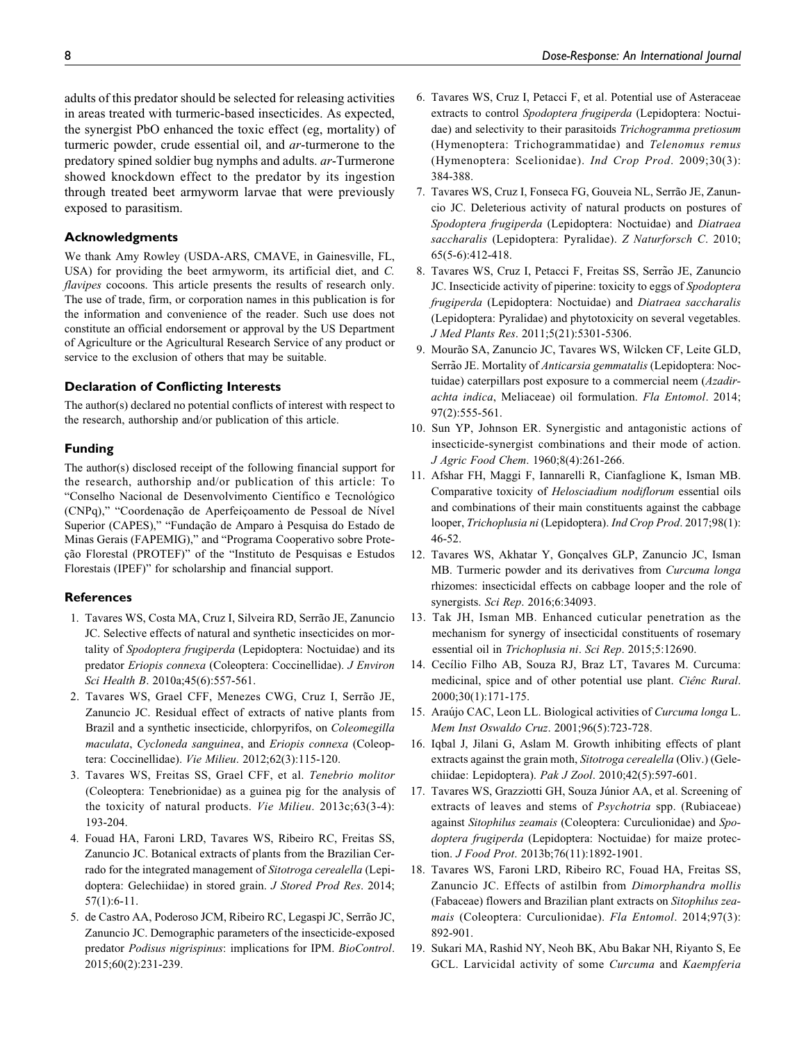adults of this predator should be selected for releasing activities in areas treated with turmeric-based insecticides. As expected, the synergist PbO enhanced the toxic effect (eg, mortality) of turmeric powder, crude essential oil, and *ar*-turmerone to the predatory spined soldier bug nymphs and adults. *ar*-Turmerone showed knockdown effect to the predator by its ingestion through treated beet armyworm larvae that were previously exposed to parasitism.

### Acknowledgments

We thank Amy Rowley (USDA-ARS, CMAVE, in Gainesville, FL, USA) for providing the beet armyworm, its artificial diet, and *C. flavipes* cocoons. This article presents the results of research only. The use of trade, firm, or corporation names in this publication is for the information and convenience of the reader. Such use does not constitute an official endorsement or approval by the US Department of Agriculture or the Agricultural Research Service of any product or service to the exclusion of others that may be suitable.

### Declaration of Conflicting Interests

The author(s) declared no potential conflicts of interest with respect to the research, authorship and/or publication of this article.

### Funding

The author(s) disclosed receipt of the following financial support for the research, authorship and/or publication of this article: To "Conselho Nacional de Desenvolvimento Científico e Tecnológico (CNPq)," "Coordenação de Aperfeiçoamento de Pessoal de Nível Superior (CAPES)," "Fundação de Amparo à Pesquisa do Estado de Minas Gerais (FAPEMIG)," and "Programa Cooperativo sobre Proteção Florestal (PROTEF)" of the "Instituto de Pesquisas e Estudos Florestais (IPEF)" for scholarship and financial support.

### References

1. Tavares WS, Costa MA, Cruz I, Silveira RD, Serrão JE, Zanuncio JC. Selective effects of natural and synthetic insecticides on mortality of *Spodoptera frugiperda* (Lepidoptera: Noctuidae) and its predator *Eriopis connexa* (Coleoptera: Coccinellidae). *J Environ Sci Health B*. 2010a;45(6):557-561.
2. Tavares WS, Grael CFF, Menezes CWG, Cruz I, Serrão JE, Zanuncio JC. Residual effect of extracts of native plants from Brazil and a synthetic insecticide, chlorpyrifos, on *Coleomegilla maculata*, *Cycloneda sanguinea*, and *Eriopis connexa* (Coleoptera: Coccinellidae). *Vie Milieu*. 2012;62(3):115-120.
3. Tavares WS, Freitas SS, Grael CFF, et al. *Tenebrio molitor* (Coleoptera: Tenebrionidae) as a guinea pig for the analysis of the toxicity of natural products. *Vie Milieu*. 2013c;63(3-4): 193-204.
4. Fouad HA, Faroni LRD, Tavares WS, Ribeiro RC, Freitas SS, Zanuncio JC. Botanical extracts of plants from the Brazilian Cerrado for the integrated management of *Sitotroga cerealella* (Lepidoptera: Gelechiidae) in stored grain. *J Stored Prod Res*. 2014; 57(1):6-11.
5. de Castro AA, Poderoso JCM, Ribeiro RC, Legaspi JC, Serrão JC, Zanuncio JC. Demographic parameters of the insecticide-exposed predator *Podisus nigrispinus*: implications for IPM. *BioControl*. 2015;60(2):231-239.
6. Tavares WS, Cruz I, Petacci F, et al. Potential use of Asteraceae extracts to control *Spodoptera frugiperda* (Lepidoptera: Noctuidae) and selectivity to their parasitoids *Trichogramma pretiosum* (Hymenoptera: Trichogrammatidae) and *Telenomus remus* (Hymenoptera: Scelionidae). *Ind Crop Prod*. 2009;30(3): 384-388.
7. Tavares WS, Cruz I, Fonseca FG, Gouveia NL, Serrão JE, Zanuncio JC. Deleterious activity of natural products on postures of *Spodoptera frugiperda* (Lepidoptera: Noctuidae) and *Diatraea saccharalis* (Lepidoptera: Pyralidae). *Z Naturforsch C*. 2010; 65(5-6):412-418.
8. Tavares WS, Cruz I, Petacci F, Freitas SS, Serrão JE, Zanuncio JC. Insecticide activity of piperine: toxicity to eggs of *Spodoptera frugiperda* (Lepidoptera: Noctuidae) and *Diatraea saccharalis* (Lepidoptera: Pyralidae) and phytotoxicity on several vegetables. *J Med Plants Res*. 2011;5(21):5301-5306.
9. Mourão SA, Zanuncio JC, Tavares WS, Wilcken CF, Leite GLD, Serrão JE. Mortality of *Anticarsia gemmatalis* (Lepidoptera: Noctuidae) caterpillars post exposure to a commercial neem (*Azadirachta indica*, Meliaceae) oil formulation. *Fla Entomol*. 2014; 97(2):555-561.
10. Sun YP, Johnson ER. Synergistic and antagonistic actions of insecticide-synergist combinations and their mode of action. *J Agric Food Chem*. 1960;8(4):261-266.
11. Afshar FH, Maggi F, Iannarelli R, Cianfaglione K, Isman MB. Comparative toxicity of *Helosciadium nodiflorum* essential oils and combinations of their main constituents against the cabbage looper, *Trichoplusia ni* (Lepidoptera). *Ind Crop Prod*. 2017;98(1): 46-52.
12. Tavares WS, Akhatar Y, Gonçalves GLP, Zanuncio JC, Isman MB. Turmeric powder and its derivatives from *Curcuma longa* rhizomes: insecticidal effects on cabbage looper and the role of synergists. *Sci Rep*. 2016;6:34093.
13. Tak JH, Isman MB. Enhanced cuticular penetration as the mechanism for synergy of insecticidal constituents of rosemary essential oil in *Trichoplusia ni*. *Sci Rep*. 2015;5:12690.
14. Cecílio Filho AB, Souza RJ, Braz LT, Tavares M. Curcuma: medicinal, spice and of other potential use plant. *Ciênc Rural*. 2000;30(1):171-175.
15. Araújo CAC, Leon LL. Biological activities of *Curcuma longa* L. *Mem Inst Oswaldo Cruz*. 2001;96(5):723-728.
16. Iqbal J, Jilani G, Aslam M. Growth inhibiting effects of plant extracts against the grain moth, *Sitotroga cerealella* (Oliv.) (Gelechiidae: Lepidoptera). *Pak J Zool*. 2010;42(5):597-601.
17. Tavares WS, Grazziotti GH, Souza Júnior AA, et al. Screening of extracts of leaves and stems of *Psychotria* spp. (Rubiaceae) against *Sitophilus zeamais* (Coleoptera: Curculionidae) and *Spodoptera frugiperda* (Lepidoptera: Noctuidae) for maize protection. *J Food Prot*. 2013b;76(11):1892-1901.
18. Tavares WS, Faroni LRD, Ribeiro RC, Fouad HA, Freitas SS, Zanuncio JC. Effects of astilbin from *Dimorphandra mollis* (Fabaceae) flowers and Brazilian plant extracts on *Sitophilus zeamais* (Coleoptera: Curculionidae). *Fla Entomol*. 2014;97(3): 892-901.
19. Sukari MA, Rashid NY, Neoh BK, Abu Bakar NH, Riyanto S, Ee GCL. Larvicidal activity of some *Curcuma* and *Kaempferia*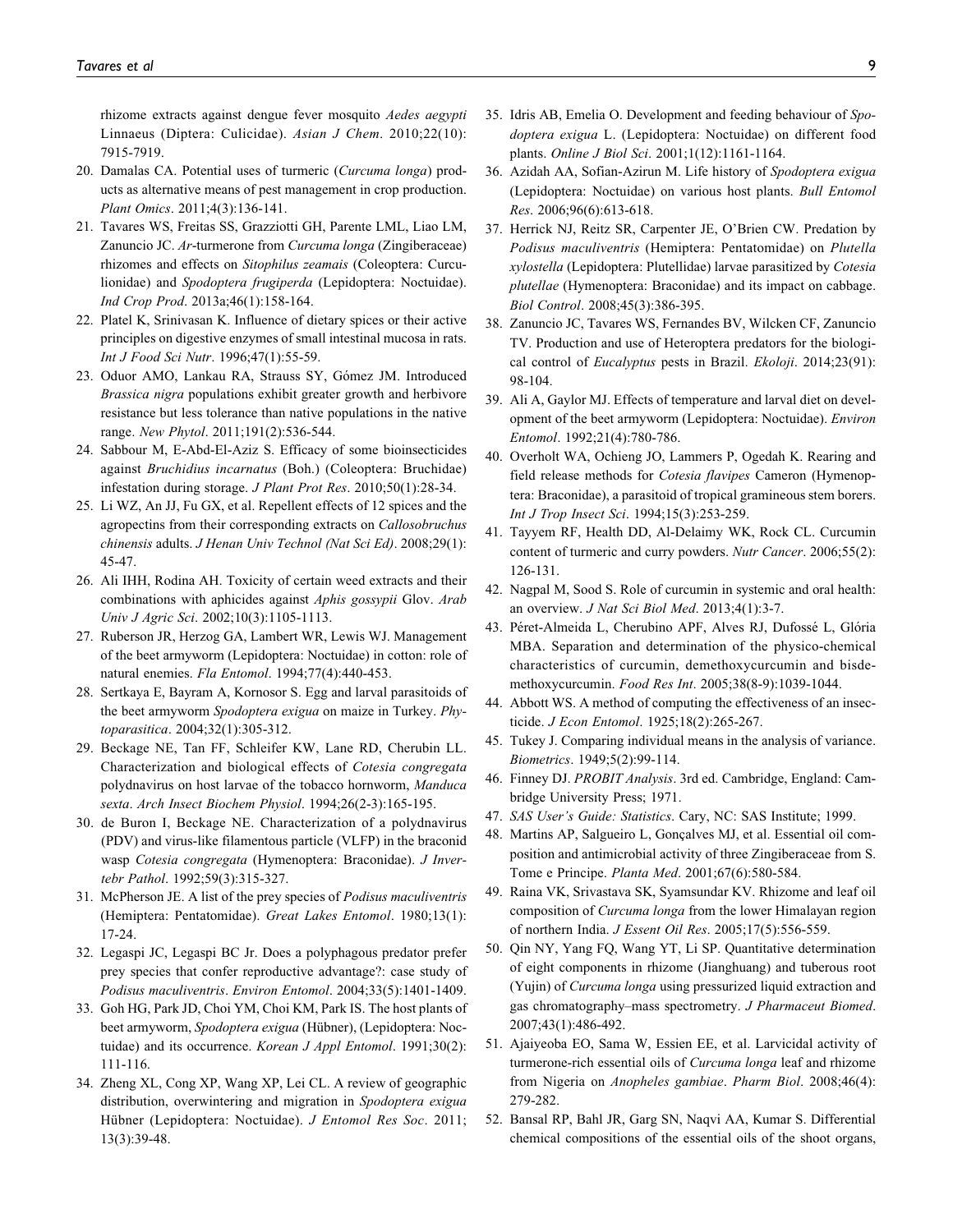rhizome extracts against dengue fever mosquito *Aedes aegypti* Linnaeus (Diptera: Culicidae). *Asian J Chem*. 2010;22(10): 7915-7919.

20. Damalas CA. Potential uses of turmeric (*Curcuma longa*) products as alternative means of pest management in crop production. *Plant Omics*. 2011;4(3):136-141.
21. Tavares WS, Freitas SS, Grazziotti GH, Parente LML, Liao LM, Zanuncio JC. *Ar*-turmerone from *Curcuma longa* (Zingiberaceae) rhizomes and effects on *Sitophilus zeamais* (Coleoptera: Curculionidae) and *Spodoptera frugiperda* (Lepidoptera: Noctuidae). *Ind Crop Prod*. 2013a;46(1):158-164.
22. Platel K, Srinivasan K. Influence of dietary spices or their active principles on digestive enzymes of small intestinal mucosa in rats. *Int J Food Sci Nutr*. 1996;47(1):55-59.
23. Oduor AMO, Lankau RA, Strauss SY, Gómez JM. Introduced *Brassica nigra* populations exhibit greater growth and herbivore resistance but less tolerance than native populations in the native range. *New Phytol*. 2011;191(2):536-544.
24. Sabbour M, E-Abd-El-Aziz S. Efficacy of some bioinsecticides against *Bruchidius incarnatus* (Boh.) (Coleoptera: Bruchidae) infestation during storage. *J Plant Prot Res*. 2010;50(1):28-34.
25. Li WZ, An JJ, Fu GX, et al. Repellent effects of 12 spices and the agropectins from their corresponding extracts on *Callosobruchus chinensis* adults. *J Henan Univ Technol (Nat Sci Ed)*. 2008;29(1): 45-47.
26. Ali IHH, Rodina AH. Toxicity of certain weed extracts and their combinations with aphicides against *Aphis gossypii* Glov. *Arab Univ J Agric Sci*. 2002;10(3):1105-1113.
27. Ruberson JR, Herzog GA, Lambert WR, Lewis WJ. Management of the beet armyworm (Lepidoptera: Noctuidae) in cotton: role of natural enemies. *Fla Entomol*. 1994;77(4):440-453.
28. Sertkaya E, Bayram A, Kornosor S. Egg and larval parasitoids of the beet armyworm *Spodoptera exigua* on maize in Turkey. *Phytoparasitica*. 2004;32(1):305-312.
29. Beckage NE, Tan FF, Schleifer KW, Lane RD, Cherubin LL. Characterization and biological effects of *Cotesia congregata* polydnavirus on host larvae of the tobacco hornworm, *Manduca sexta*. *Arch Insect Biochem Physiol*. 1994;26(2-3):165-195.
30. de Buron I, Beckage NE. Characterization of a polydnavirus (PDV) and virus-like filamentous particle (VLFP) in the braconid wasp *Cotesia congregata* (Hymenoptera: Braconidae). *J Invertebr Pathol*. 1992;59(3):315-327.
31. McPherson JE. A list of the prey species of *Podisus maculiventris* (Hemiptera: Pentatomidae). *Great Lakes Entomol*. 1980;13(1): 17-24.
32. Legaspi JC, Legaspi BC Jr. Does a polyphagous predator prefer prey species that confer reproductive advantage?: case study of *Podisus maculiventris*. *Environ Entomol*. 2004;33(5):1401-1409.
33. Goh HG, Park JD, Choi YM, Choi KM, Park IS. The host plants of beet armyworm, *Spodoptera exigua* (Hübner), (Lepidoptera: Noctuidae) and its occurrence. *Korean J Appl Entomol*. 1991;30(2): 111-116.
34. Zheng XL, Cong XP, Wang XP, Lei CL. A review of geographic distribution, overwintering and migration in *Spodoptera exigua* Hübner (Lepidoptera: Noctuidae). *J Entomol Res Soc*. 2011; 13(3):39-48.
35. Idris AB, Emelia O. Development and feeding behaviour of *Spodoptera exigua* L. (Lepidoptera: Noctuidae) on different food plants. *Online J Biol Sci*. 2001;1(12):1161-1164.
36. Azidah AA, Sofian-Azirun M. Life history of *Spodoptera exigua* (Lepidoptera: Noctuidae) on various host plants. *Bull Entomol Res*. 2006;96(6):613-618.
37. Herrick NJ, Reitz SR, Carpenter JE, O'Brien CW. Predation by *Podisus maculiventris* (Hemiptera: Pentatomidae) on *Plutella xylostella* (Lepidoptera: Plutellidae) larvae parasitized by *Cotesia plutellae* (Hymenoptera: Braconidae) and its impact on cabbage. *Biol Control*. 2008;45(3):386-395.
38. Zanuncio JC, Tavares WS, Fernandes BV, Wilcken CF, Zanuncio TV. Production and use of Heteroptera predators for the biological control of *Eucalyptus* pests in Brazil. *Ekoloji*. 2014;23(91): 98-104.
39. Ali A, Gaylor MJ. Effects of temperature and larval diet on development of the beet armyworm (Lepidoptera: Noctuidae). *Environ Entomol*. 1992;21(4):780-786.
40. Overholt WA, Ochieng JO, Lammers P, Ogedah K. Rearing and field release methods for *Cotesia flavipes* Cameron (Hymenoptera: Braconidae), a parasitoid of tropical gramineous stem borers. *Int J Trop Insect Sci*. 1994;15(3):253-259.
41. Tayyem RF, Health DD, Al-Delaimy WK, Rock CL. Curcumin content of turmeric and curry powders. *Nutr Cancer*. 2006;55(2): 126-131.
42. Nagpal M, Sood S. Role of curcumin in systemic and oral health: an overview. *J Nat Sci Biol Med*. 2013;4(1):3-7.
43. Péret-Almeida L, Cherubino APF, Alves RJ, Dufossé L, Glória MBA. Separation and determination of the physico-chemical characteristics of curcumin, demethoxycurcumin and bisdemethoxycurcumin. *Food Res Int*. 2005;38(8-9):1039-1044.
44. Abbott WS. A method of computing the effectiveness of an insecticide. *J Econ Entomol*. 1925;18(2):265-267.
45. Tukey J. Comparing individual means in the analysis of variance. *Biometrics*. 1949;5(2):99-114.
46. Finney DJ. *PROBIT Analysis*. 3rd ed. Cambridge, England: Cambridge University Press; 1971.
47. *SAS User's Guide: Statistics*. Cary, NC: SAS Institute; 1999.
48. Martins AP, Salgueiro L, Gonçalves MJ, et al. Essential oil composition and antimicrobial activity of three Zingiberaceae from S. Tome e Principe. *Planta Med*. 2001;67(6):580-584.
49. Raina VK, Srivastava SK, Syamsundar KV. Rhizome and leaf oil composition of *Curcuma longa* from the lower Himalayan region of northern India. *J Essent Oil Res*. 2005;17(5):556-559.
50. Qin NY, Yang FQ, Wang YT, Li SP. Quantitative determination of eight components in rhizome (Jianghuang) and tuberous root (Yujin) of *Curcuma longa* using pressurized liquid extraction and gas chromatography–mass spectrometry. *J Pharmaceut Biomed*. 2007;43(1):486-492.
51. Ajaiyeoba EO, Sama W, Essien EE, et al. Larvicidal activity of turmerone-rich essential oils of *Curcuma longa* leaf and rhizome from Nigeria on *Anopheles gambiae*. *Pharm Biol*. 2008;46(4): 279-282.
52. Bansal RP, Bahl JR, Garg SN, Naqvi AA, Kumar S. Differential chemical compositions of the essential oils of the shoot organs,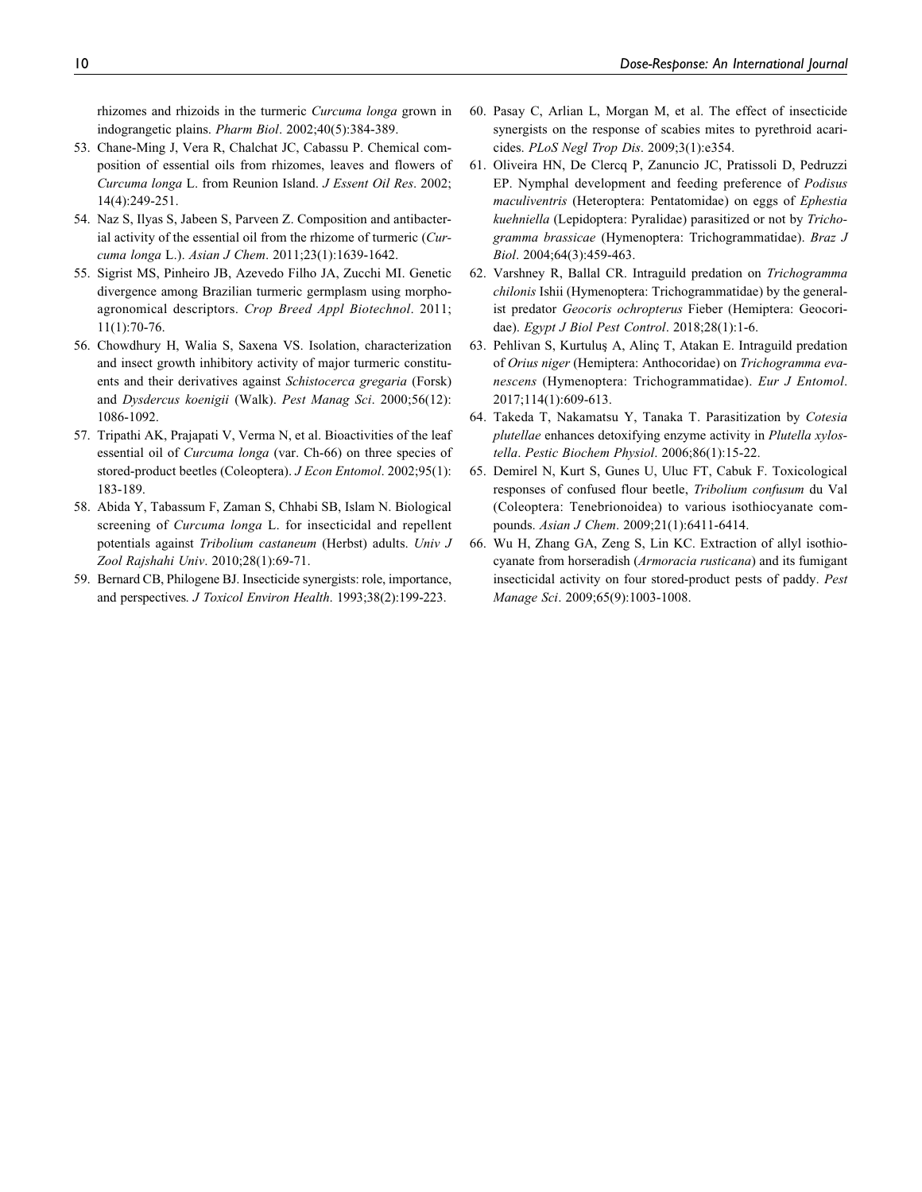rhizomes and rhizoids in the turmeric *Curcuma longa* grown in indograngetic plains. *Pharm Biol*. 2002;40(5):384-389.

53. Chane-Ming J, Vera R, Chalchat JC, Cabassu P. Chemical composition of essential oils from rhizomes, leaves and flowers of *Curcuma longa* L. from Reunion Island. *J Essent Oil Res*. 2002; 14(4):249-251.
54. Naz S, Ilyas S, Jabeen S, Parveen Z. Composition and antibacterial activity of the essential oil from the rhizome of turmeric (*Curcuma longa* L.). *Asian J Chem*. 2011;23(1):1639-1642.
55. Sigrist MS, Pinheiro JB, Azevedo Filho JA, Zucchi MI. Genetic divergence among Brazilian turmeric germplasm using morpho-agronomical descriptors. *Crop Breed Appl Biotechnol*. 2011; 11(1):70-76.
56. Chowdhury H, Walia S, Saxena VS. Isolation, characterization and insect growth inhibitory activity of major turmeric constituents and their derivatives against *Schistocerca gregaria* (Forsk) and *Dysdercus koenigii* (Walk). *Pest Manag Sci*. 2000;56(12): 1086-1092.
57. Tripathi AK, Prajapati V, Verma N, et al. Bioactivities of the leaf essential oil of *Curcuma longa* (var. Ch-66) on three species of stored-product beetles (Coleoptera). *J Econ Entomol*. 2002;95(1): 183-189.
58. Abida Y, Tabassum F, Zaman S, Chhabi SB, Islam N. Biological screening of *Curcuma longa* L. for insecticidal and repellent potentials against *Tribolium castaneum* (Herbst) adults. *Univ J Zool Rajshahi Univ*. 2010;28(1):69-71.
59. Bernard CB, Philogene BJ. Insecticide synergists: role, importance, and perspectives. *J Toxicol Environ Health*. 1993;38(2):199-223.
60. Pasay C, Arlian L, Morgan M, et al. The effect of insecticide synergists on the response of scabies mites to pyrethroid acaricides. *PLoS Negl Trop Dis*. 2009;3(1):e354.
61. Oliveira HN, De Clercq P, Zanuncio JC, Pratissoli D, Pedruzzi EP. Nymphal development and feeding preference of *Podisus maculiventris* (Heteroptera: Pentatomidae) on eggs of *Ephestia kuehniella* (Lepidoptera: Pyralidae) parasitized or not by *Trichogramma brassicae* (Hymenoptera: Trichogrammatidae). *Braz J Biol*. 2004;64(3):459-463.
62. Varshney R, Ballal CR. Intraguild predation on *Trichogramma chilonis* Ishii (Hymenoptera: Trichogrammatidae) by the generalist predator *Geocoris ochropterus* Fieber (Hemiptera: Geocoridae). *Egypt J Biol Pest Control*. 2018;28(1):1-6.
63. Pehlivan S, Kurtuluş A, Alinç T, Atakan E. Intraguild predation of *Orius niger* (Hemiptera: Anthocoridae) on *Trichogramma evanescens* (Hymenoptera: Trichogrammatidae). *Eur J Entomol*. 2017;114(1):609-613.
64. Takeda T, Nakamatsu Y, Tanaka T. Parasitization by *Cotesia plutellae* enhances detoxifying enzyme activity in *Plutella xylostella*. *Pestic Biochem Physiol*. 2006;86(1):15-22.
65. Demirel N, Kurt S, Gunes U, Uluc FT, Cabuk F. Toxicological responses of confused flour beetle, *Tribolium confusum* du Val (Coleoptera: Tenebrionoidea) to various isothiocyanate compounds. *Asian J Chem*. 2009;21(1):6411-6414.
66. Wu H, Zhang GA, Zeng S, Lin KC. Extraction of allyl isothiocyanate from horseradish (*Armoracia rusticana*) and its fumigant insecticidal activity on four stored-product pests of paddy. *Pest Manage Sci*. 2009;65(9):1003-1008.